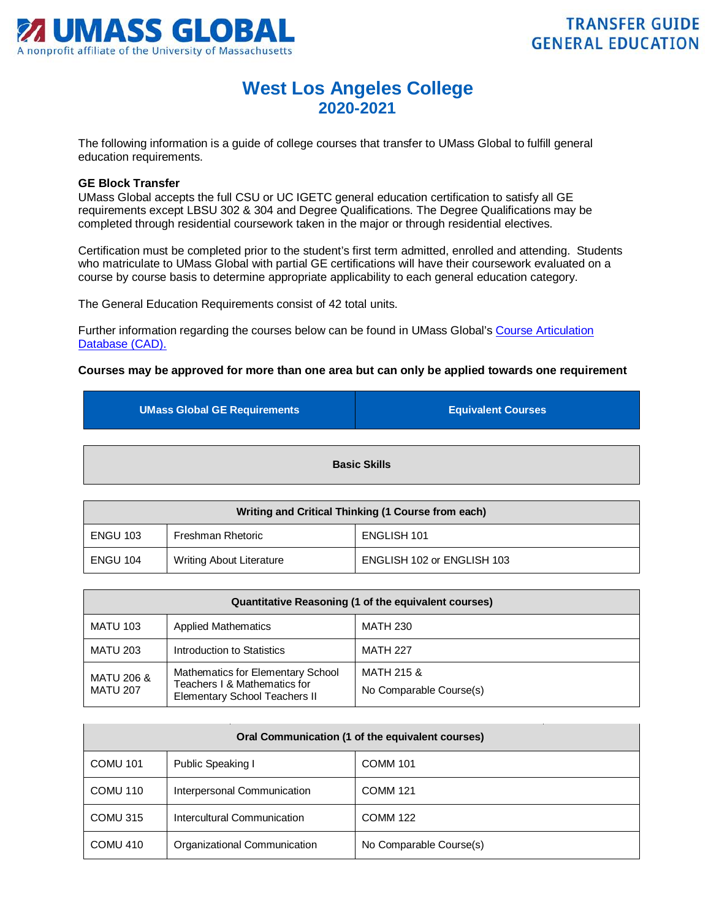UMASS GLOBAL
A nonprofit affiliate of the University of Massachusetts

TRANSFER GUIDE
GENERAL EDUCATION

# West Los Angeles College
## 2020-2021

The following information is a guide of college courses that transfer to UMass Global to fulfill general education requirements.

**GE Block Transfer**
UMass Global accepts the full CSU or UC IGETC general education certification to satisfy all GE requirements except LBSU 302 & 304 and Degree Qualifications. The Degree Qualifications may be completed through residential coursework taken in the major or through residential electives.

Certification must be completed prior to the student's first term admitted, enrolled and attending. Students who matriculate to UMass Global with partial GE certifications will have their coursework evaluated on a course by course basis to determine appropriate applicability to each general education category.

The General Education Requirements consist of 42 total units.

Further information regarding the courses below can be found in UMass Global's Course Articulation Database (CAD).

**Courses may be approved for more than one area but can only be applied towards one requirement**

| UMass Global GE Requirements | | Equivalent Courses |
|---|---|---|
| **Basic Skills** | | |
| **Writing and Critical Thinking (1 Course from each)** | | |
| ENGU 103 | Freshman Rhetoric | ENGLISH 101 |
| ENGU 104 | Writing About Literature | ENGLISH 102 or ENGLISH 103 |
| **Quantitative Reasoning (1 of the equivalent courses)** | | |
| MATU 103 | Applied Mathematics | MATH 230 |
| MATU 203 | Introduction to Statistics | MATH 227 |
| MATU 206 & MATU 207 | Mathematics for Elementary School Teachers I & Mathematics for Elementary School Teachers II | MATH 215 & No Comparable Course(s) |
| **Oral Communication (1 of the equivalent courses)** | | |
| COMU 101 | Public Speaking I | COMM 101 |
| COMU 110 | Interpersonal Communication | COMM 121 |
| COMU 315 | Intercultural Communication | COMM 122 |
| COMU 410 | Organizational Communication | No Comparable Course(s) |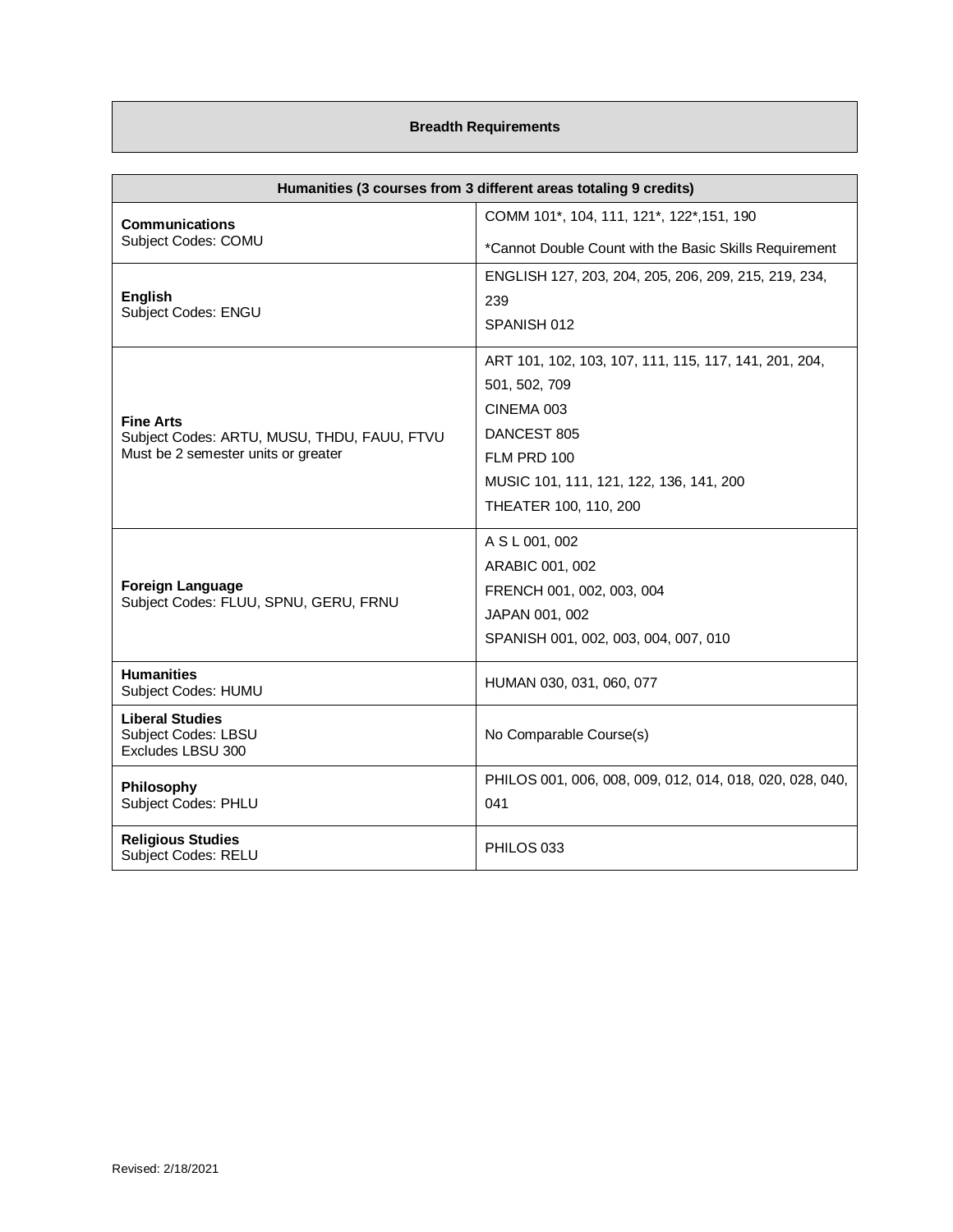## Breadth Requirements

| Humanities (3 courses from 3 different areas totaling 9 credits) | |
|---|---|
| **Communications**<br>Subject Codes: COMU | COMM 101*, 104, 111, 121*, 122*,151, 190<br>*Cannot Double Count with the Basic Skills Requirement |
| **English**<br>Subject Codes: ENGU | ENGLISH 127, 203, 204, 205, 206, 209, 215, 219, 234, 239<br>SPANISH 012 |
| **Fine Arts**<br>Subject Codes: ARTU, MUSU, THDU, FAUU, FTVU<br>Must be 2 semester units or greater | ART 101, 102, 103, 107, 111, 115, 117, 141, 201, 204, 501, 502, 709<br>CINEMA 003<br>DANCEST 805<br>FLM PRD 100<br>MUSIC 101, 111, 121, 122, 136, 141, 200<br>THEATER 100, 110, 200 |
| **Foreign Language**<br>Subject Codes: FLUU, SPNU, GERU, FRNU | A S L 001, 002<br>ARABIC 001, 002<br>FRENCH 001, 002, 003, 004<br>JAPAN 001, 002<br>SPANISH 001, 002, 003, 004, 007, 010 |
| **Humanities**<br>Subject Codes: HUMU | HUMAN 030, 031, 060, 077 |
| **Liberal Studies**<br>Subject Codes: LBSU<br>Excludes LBSU 300 | No Comparable Course(s) |
| **Philosophy**<br>Subject Codes: PHLU | PHILOS 001, 006, 008, 009, 012, 014, 018, 020, 028, 040, 041 |
| **Religious Studies**<br>Subject Codes: RELU | PHILOS 033 |

Revised: 2/18/2021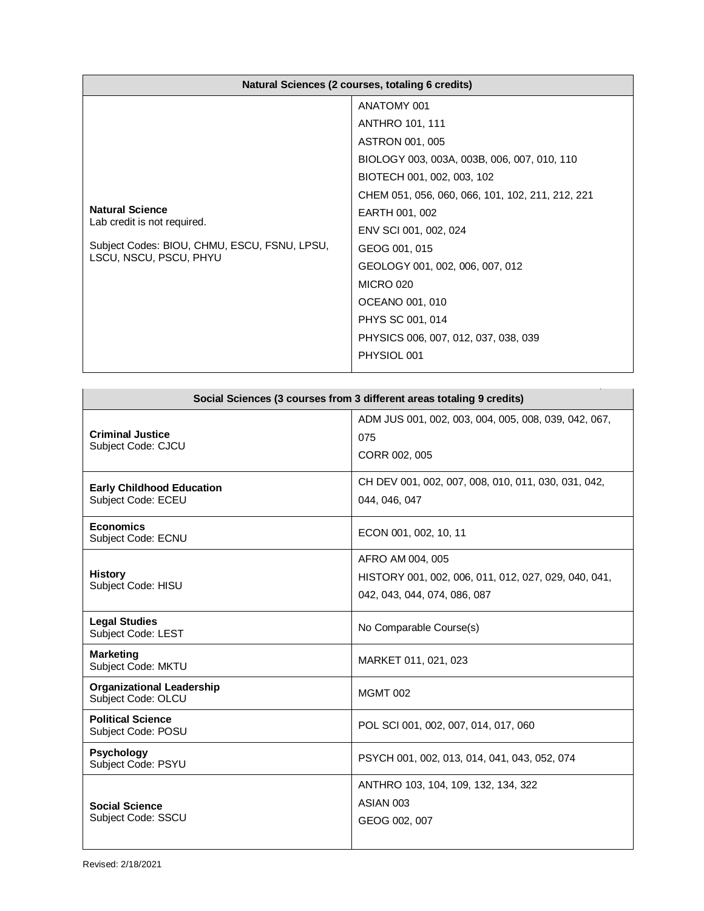| Natural Sciences (2 courses, totaling 6 credits) | |
|---|---|
| **Natural Science**<br>Lab credit is not required.<br><br>Subject Codes: BIOU, CHMU, ESCU, FSNU, LPSU, LSCU, NSCU, PSCU, PHYU | ANATOMY 001<br>ANTHRO 101, 111<br>ASTRON 001, 005<br>BIOLOGY 003, 003A, 003B, 006, 007, 010, 110<br>BIOTECH 001, 002, 003, 102<br>CHEM 051, 056, 060, 066, 101, 102, 211, 212, 221<br>EARTH 001, 002<br>ENV SCI 001, 002, 024<br>GEOG 001, 015<br>GEOLOGY 001, 002, 006, 007, 012<br>MICRO 020<br>OCEANO 001, 010<br>PHYS SC 001, 014<br>PHYSICS 006, 007, 012, 037, 038, 039<br>PHYSIOL 001 |

| Social Sciences (3 courses from 3 different areas totaling 9 credits) | |
|---|---|
| **Criminal Justice**<br>Subject Code: CJCU | ADM JUS 001, 002, 003, 004, 005, 008, 039, 042, 067, 075<br>CORR 002, 005 |
| **Early Childhood Education**<br>Subject Code: ECEU | CH DEV 001, 002, 007, 008, 010, 011, 030, 031, 042, 044, 046, 047 |
| **Economics**<br>Subject Code: ECNU | ECON 001, 002, 10, 11 |
| **History**<br>Subject Code: HISU | AFRO AM 004, 005<br>HISTORY 001, 002, 006, 011, 012, 027, 029, 040, 041, 042, 043, 044, 074, 086, 087 |
| **Legal Studies**<br>Subject Code: LEST | No Comparable Course(s) |
| **Marketing**<br>Subject Code: MKTU | MARKET 011, 021, 023 |
| **Organizational Leadership**<br>Subject Code: OLCU | MGMT 002 |
| **Political Science**<br>Subject Code: POSU | POL SCI 001, 002, 007, 014, 017, 060 |
| **Psychology**<br>Subject Code: PSYU | PSYCH 001, 002, 013, 014, 041, 043, 052, 074 |
| **Social Science**<br>Subject Code: SSCU | ANTHRO 103, 104, 109, 132, 134, 322<br>ASIAN 003<br>GEOG 002, 007 |

Revised: 2/18/2021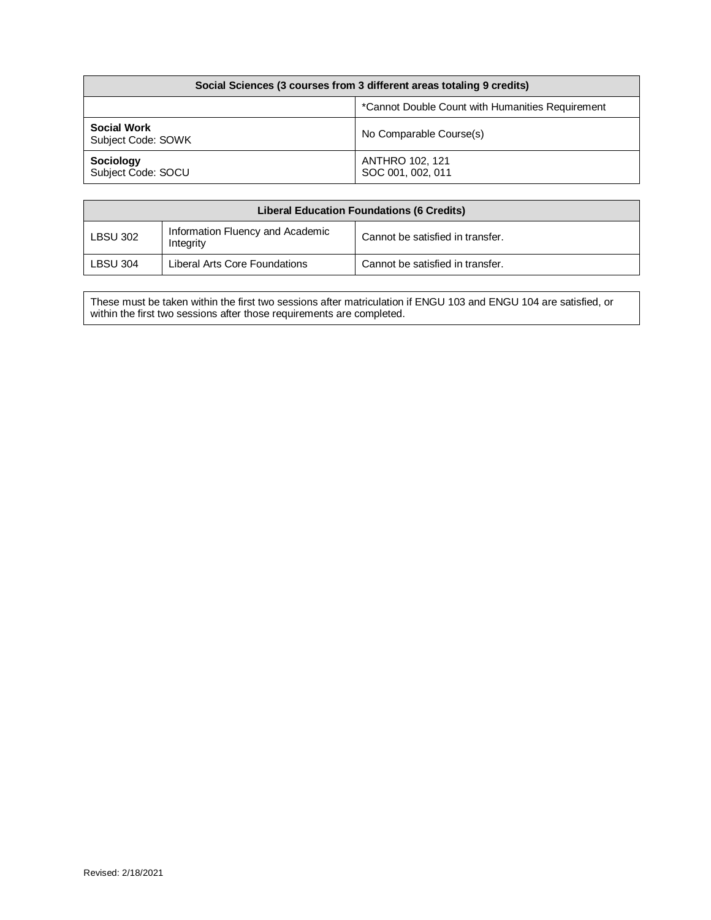| Social Sciences (3 courses from 3 different areas totaling 9 credits) | |
|---|---|
| | *Cannot Double Count with Humanities Requirement |
| **Social Work** Subject Code: SOWK | No Comparable Course(s) |
| **Sociology** Subject Code: SOCU | ANTHRO 102, 121 SOC 001, 002, 011 |

| Liberal Education Foundations (6 Credits) | | |
|---|---|---|
| LBSU 302 | Information Fluency and Academic Integrity | Cannot be satisfied in transfer. |
| LBSU 304 | Liberal Arts Core Foundations | Cannot be satisfied in transfer. |

These must be taken within the first two sessions after matriculation if ENGU 103 and ENGU 104 are satisfied, or within the first two sessions after those requirements are completed.

Revised: 2/18/2021